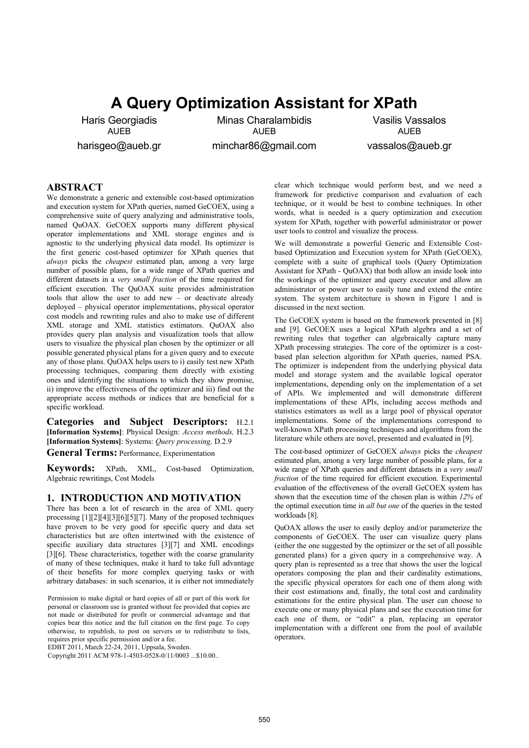# A Query Optimization Assistant for XPath

Haris Georgiadis
AUEB
harisgeo@aueb.gr

Minas Charalambidis
AUEB
minchar86@gmail.com

Vasilis Vassalos
AUEB
vassalos@aueb.gr

## ABSTRACT

We demonstrate a generic and extensible cost-based optimization and execution system for XPath queries, named GeCOEX, using a comprehensive suite of query analyzing and administrative tools, named QuOAX. GeCOEX supports many different physical operator implementations and XML storage engines and is agnostic to the underlying physical data model. Its optimizer is the first generic cost-based optimizer for XPath queries that *always* picks the *cheapest* estimated plan, among a very large number of possible plans, for a wide range of XPath queries and different datasets in a *very small fraction* of the time required for efficient execution. The QuOAX suite provides administration tools that allow the user to add new – or deactivate already deployed – physical operator implementations, physical operator cost models and rewriting rules and also to make use of different XML storage and XML statistics estimators. QuOAX also provides query plan analysis and visualization tools that allow users to visualize the physical plan chosen by the optimizer or all possible generated physical plans for a given query and to execute any of those plans. QuOAX helps users to i) easily test new XPath processing techniques, comparing them directly with existing ones and identifying the situations to which they show promise, ii) improve the effectiveness of the optimizer and iii) find out the appropriate access methods or indices that are beneficial for a specific workload.

**Categories and Subject Descriptors:** H.2.1 **[Information Systems]**: Physical Design: *Access methods,* H.2.3 **[Information Systems]**: Systems: *Query processing,* D.2.9

**General Terms:** Performance, Experimentation

**Keywords:** XPath, XML, Cost-based Optimization, Algebraic rewritings, Cost Models

## 1. INTRODUCTION AND MOTIVATION

There has been a lot of research in the area of XML query processing [1][2][4][3][6][5][7]. Many of the proposed techniques have proven to be very good for specific query and data set characteristics but are often intertwined with the existence of specific auxiliary data structures [3][7] and XML encodings [3][6]. These characteristics, together with the coarse granularity of many of these techniques, make it hard to take full advantage of their benefits for more complex querying tasks or with arbitrary databases: in such scenarios, it is either not immediately clear which technique would perform best, and we need a framework for predictive comparison and evaluation of each technique, or it would be best to combine techniques. In other words, what is needed is a query optimization and execution system for XPath, together with powerful administrator or power user tools to control and visualize the process.

We will demonstrate a powerful Generic and Extensible Cost-based Optimization and Execution system for XPath (GeCOEX), complete with a suite of graphical tools (Query Optimization Assistant for XPath - QuOAX) that both allow an inside look into the workings of the optimizer and query executor and allow an administrator or power user to easily tune and extend the entire system. The system architecture is shown in Figure 1 and is discussed in the next section.

The GeCOEX system is based on the framework presented in [8] and [9]. GeCOEX uses a logical XPath algebra and a set of rewriting rules that together can algebraically capture many XPath processing strategies. The core of the optimizer is a cost-based plan selection algorithm for XPath queries, named PSA. The optimizer is independent from the underlying physical data model and storage system and the available logical operator implementations, depending only on the implementation of a set of APIs. We implemented and will demonstrate different implementations of these APIs, including access methods and statistics estimators as well as a large pool of physical operator implementations. Some of the implementations correspond to well-known XPath processing techniques and algorithms from the literature while others are novel, presented and evaluated in [9].

The cost-based optimizer of GeCOEX *always* picks the *cheapest* estimated plan, among a very large number of possible plans, for a wide range of XPath queries and different datasets in a *very small fraction* of the time required for efficient execution. Experimental evaluation of the effectiveness of the overall GeCOEX system has shown that the execution time of the chosen plan is within *12%* of the optimal execution time in *all but one* of the queries in the tested workloads [8].

QuOAX allows the user to easily deploy and/or parameterize the components of GeCOEX. The user can visualize query plans (either the one suggested by the optimizer or the set of all possible generated plans) for a given query in a comprehensive way. A query plan is represented as a tree that shows the user the logical operators composing the plan and their cardinality estimations, the specific physical operators for each one of them along with their cost estimations and, finally, the total cost and cardinality estimations for the entire physical plan. The user can choose to execute one or many physical plans and see the execution time for each one of them, or "edit" a plan, replacing an operator implementation with a different one from the pool of available operators.

Permission to make digital or hard copies of all or part of this work for personal or classroom use is granted without fee provided that copies are not made or distributed for profit or commercial advantage and that copies bear this notice and the full citation on the first page. To copy otherwise, to republish, to post on servers or to redistribute to lists, requires prior specific permission and/or a fee.
EDBT 2011, March 22-24, 2011, Uppsala, Sweden.
Copyright 2011 ACM 978-1-4503-0528-0/11/0003 ...$10.00..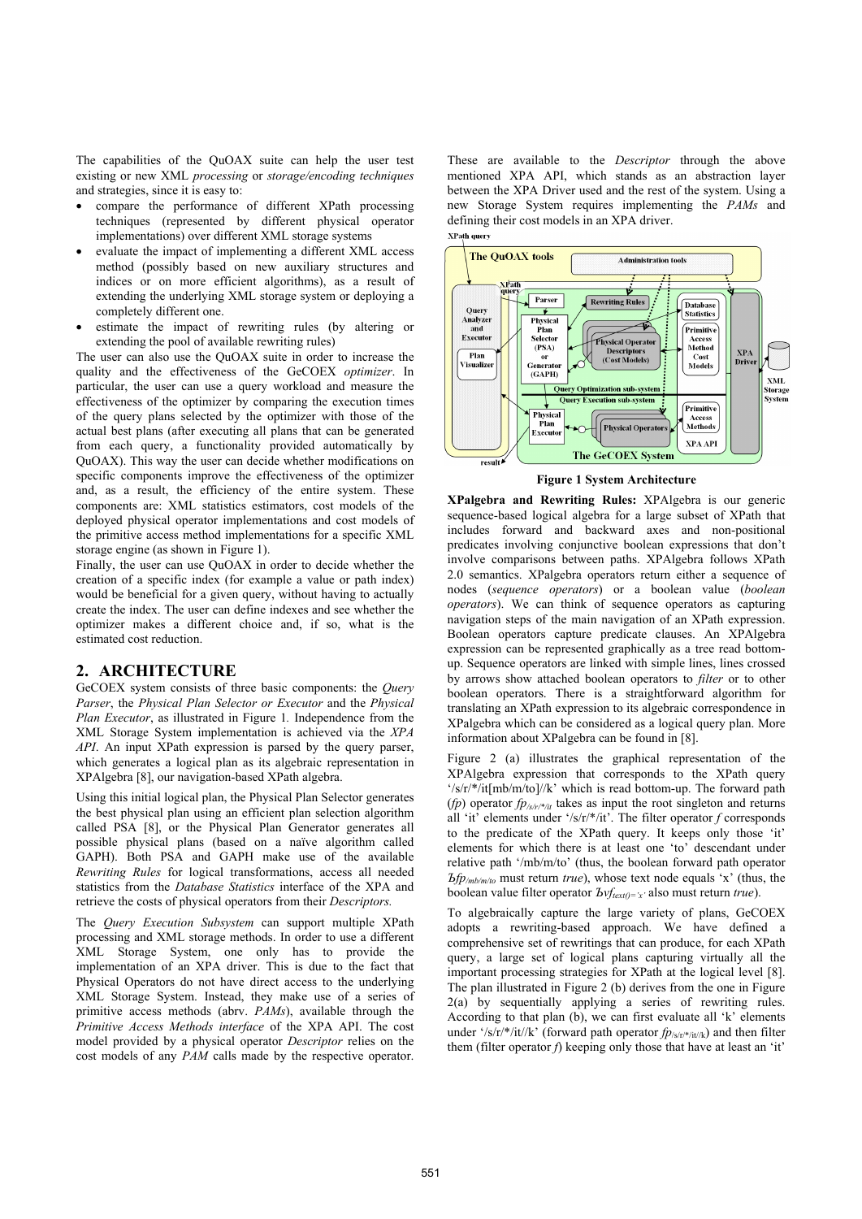The capabilities of the QuOAX suite can help the user test existing or new XML *processing* or *storage/encoding techniques* and strategies, since it is easy to:

- compare the performance of different XPath processing techniques (represented by different physical operator implementations) over different XML storage systems
- evaluate the impact of implementing a different XML access method (possibly based on new auxiliary structures and indices or on more efficient algorithms), as a result of extending the underlying XML storage system or deploying a completely different one.
- estimate the impact of rewriting rules (by altering or extending the pool of available rewriting rules)

The user can also use the QuOAX suite in order to increase the quality and the effectiveness of the GeCOEX *optimizer*. In particular, the user can use a query workload and measure the effectiveness of the optimizer by comparing the execution times of the query plans selected by the optimizer with those of the actual best plans (after executing all plans that can be generated from each query, a functionality provided automatically by QuOAX). This way the user can decide whether modifications on specific components improve the effectiveness of the optimizer and, as a result, the efficiency of the entire system. These components are: XML statistics estimators, cost models of the deployed physical operator implementations and cost models of the primitive access method implementations for a specific XML storage engine (as shown in Figure 1).

Finally, the user can use QuOAX in order to decide whether the creation of a specific index (for example a value or path index) would be beneficial for a given query, without having to actually create the index. The user can define indexes and see whether the optimizer makes a different choice and, if so, what is the estimated cost reduction.

## 2. ARCHITECTURE

GeCOEX system consists of three basic components: the *Query Parser*, the *Physical Plan Selector or Executor* and the *Physical Plan Executor*, as illustrated in Figure 1. Independence from the XML Storage System implementation is achieved via the *XPA API*. An input XPath expression is parsed by the query parser, which generates a logical plan as its algebraic representation in XPAlgebra [8], our navigation-based XPath algebra.

Using this initial logical plan, the Physical Plan Selector generates the best physical plan using an efficient plan selection algorithm called PSA [8], or the Physical Plan Generator generates all possible physical plans (based on a naïve algorithm called GAPH). Both PSA and GAPH make use of the available *Rewriting Rules* for logical transformations, access all needed statistics from the *Database Statistics* interface of the XPA and retrieve the costs of physical operators from their *Descriptors.*

The *Query Execution Subsystem* can support multiple XPath processing and XML storage methods. In order to use a different XML Storage System, one only has to provide the implementation of an XPA driver. This is due to the fact that Physical Operators do not have direct access to the underlying XML Storage System. Instead, they make use of a series of primitive access methods (abrv. *PAMs*), available through the *Primitive Access Methods interface* of the XPA API. The cost model provided by a physical operator *Descriptor* relies on the cost models of any *PAM* calls made by the respective operator. These are available to the *Descriptor* through the above mentioned XPA API, which stands as an abstraction layer between the XPA Driver used and the rest of the system. Using a new Storage System requires implementing the *PAMs* and defining their cost models in an XPA driver.

**Figure 1 System Architecture**

**XPalgebra and Rewriting Rules:** XPAlgebra is our generic sequence-based logical algebra for a large subset of XPath that includes forward and backward axes and non-positional predicates involving conjunctive boolean expressions that don't involve comparisons between paths. XPAlgebra follows XPath 2.0 semantics. XPalgebra operators return either a sequence of nodes (*sequence operators*) or a boolean value (*boolean operators*). We can think of sequence operators as capturing navigation steps of the main navigation of an XPath expression. Boolean operators capture predicate clauses. An XPAlgebra expression can be represented graphically as a tree read bottom-up. Sequence operators are linked with simple lines, lines crossed by arrows show attached boolean operators to *filter* or to other boolean operators. There is a straightforward algorithm for translating an XPath expression to its algebraic correspondence in XPalgebra which can be considered as a logical query plan. More information about XPalgebra can be found in [8].

Figure 2 (a) illustrates the graphical representation of the XPAlgebra expression that corresponds to the XPath query '/s/r/*/it[mb/m/to]//k' which is read bottom-up. The forward path (*fp*) operator $fp_{/s/r/*/it}$ takes as input the root singleton and returns all 'it' elements under '/s/r/*/it'. The filter operator *f* corresponds to the predicate of the XPath query. It keeps only those 'it' elements for which there is at least one 'to' descendant under relative path '/mb/m/to' (thus, the boolean forward path operator $Ъfp_{/mb/m/to}$ must return *true*), whose text node equals 'x' (thus, the boolean value filter operator $Ъvf_{text()='x'}$ also must return *true*).

To algebraically capture the large variety of plans, GeCOEX adopts a rewriting-based approach. We have defined a comprehensive set of rewritings that can produce, for each XPath query, a large set of logical plans capturing virtually all the important processing strategies for XPath at the logical level [8]. The plan illustrated in Figure 2 (b) derives from the one in Figure 2(a) by sequentially applying a series of rewriting rules. According to that plan (b), we can first evaluate all 'k' elements under '/s/r/*/it//k' (forward path operator $fp_{/s/r/*/it//k}$) and then filter them (filter operator *f*) keeping only those that have at least an 'it'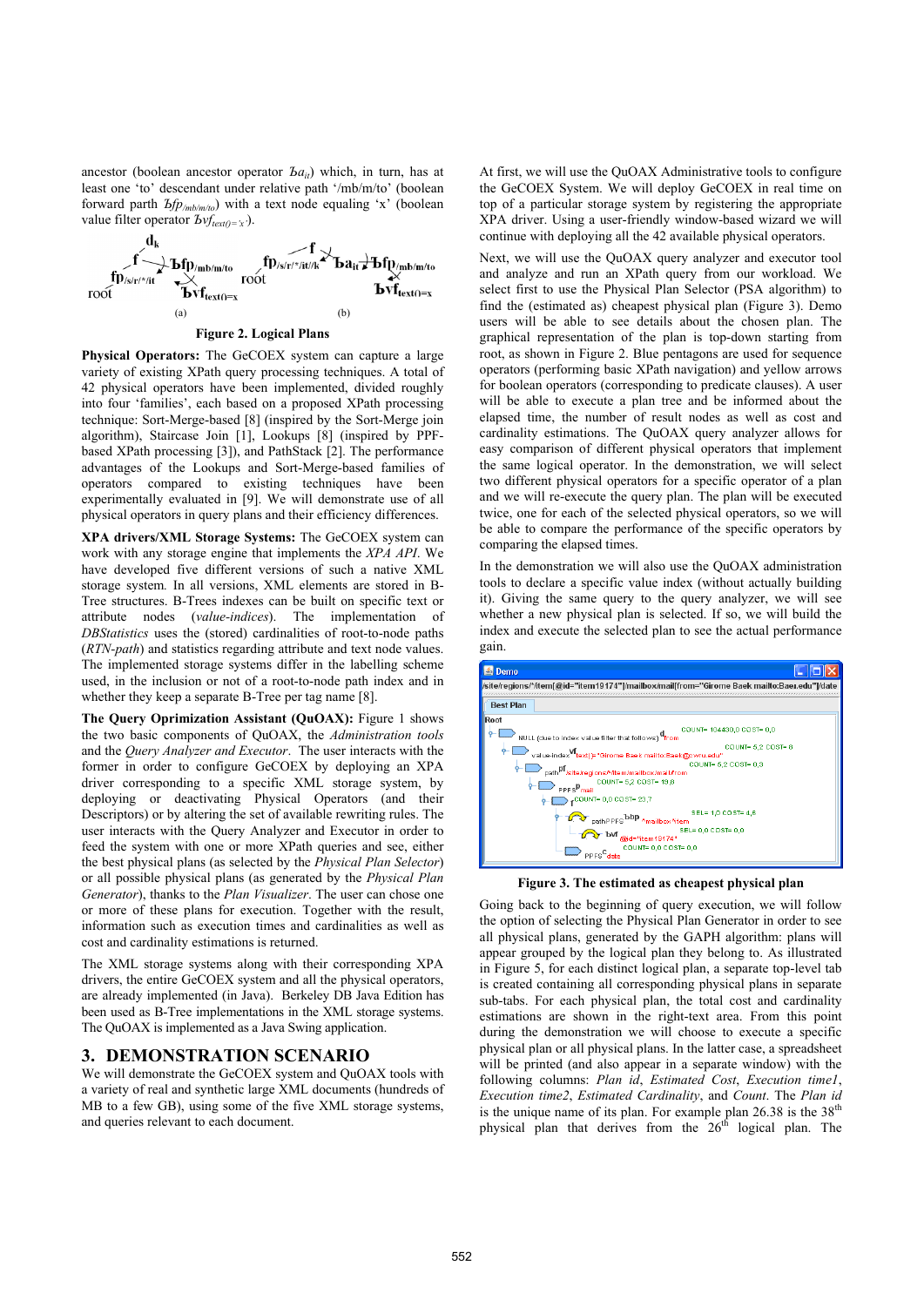ancestor (boolean ancestor operator $Ƀa_{it}$) which, in turn, has at least one 'to' descendant under relative path '/mb/m/to' (boolean forward path $Ƀfp_{/mb/m/to}$) with a text node equaling 'x' (boolean value filter operator $Ƀvf_{text()='x'}$).

Figure 2. Logical Plans

**Physical Operators:** The GeCOEX system can capture a large variety of existing XPath query processing techniques. A total of 42 physical operators have been implemented, divided roughly into four 'families', each based on a proposed XPath processing technique: Sort-Merge-based [8] (inspired by the Sort-Merge join algorithm), Staircase Join [1], Lookups [8] (inspired by PPF-based XPath processing [3]), and PathStack [2]. The performance advantages of the Lookups and Sort-Merge-based families of operators compared to existing techniques have been experimentally evaluated in [9]. We will demonstrate use of all physical operators in query plans and their efficiency differences.

**XPA drivers/XML Storage Systems:** The GeCOEX system can work with any storage engine that implements the *XPA API*. We have developed five different versions of such a native XML storage system. In all versions, XML elements are stored in B-Tree structures. B-Trees indexes can be built on specific text or attribute nodes (*value-indices*). The implementation of *DBStatistics* uses the (stored) cardinalities of root-to-node paths (*RTN-path*) and statistics regarding attribute and text node values. The implemented storage systems differ in the labelling scheme used, in the inclusion or not of a root-to-node path index and in whether they keep a separate B-Tree per tag name [8].

**The Query Oprimization Assistant (QuOAX):** Figure 1 shows the two basic components of QuOAX, the *Administration tools* and the *Query Analyzer and Executor*. The user interacts with the former in order to configure GeCOEX by deploying an XPA driver corresponding to a specific XML storage system, by deploying or deactivating Physical Operators (and their Descriptors) or by altering the set of available rewriting rules. The user interacts with the Query Analyzer and Executor in order to feed the system with one or more XPath queries and see, either the best physical plans (as selected by the *Physical Plan Selector*) or all possible physical plans (as generated by the *Physical Plan Generator*), thanks to the *Plan Visualizer*. The user can chose one or more of these plans for execution. Together with the result, information such as execution times and cardinalities as well as cost and cardinality estimations is returned.

The XML storage systems along with their corresponding XPA drivers, the entire GeCOEX system and all the physical operators, are already implemented (in Java). Berkeley DB Java Edition has been used as B-Tree implementations in the XML storage systems. The QuOAX is implemented as a Java Swing application.

## 3. DEMONSTRATION SCENARIO

We will demonstrate the GeCOEX system and QuOAX tools with a variety of real and synthetic large XML documents (hundreds of MB to a few GB), using some of the five XML storage systems, and queries relevant to each document.

At first, we will use the QuOAX Administrative tools to configure the GeCOEX System. We will deploy GeCOEX in real time on top of a particular storage system by registering the appropriate XPA driver. Using a user-friendly window-based wizard we will continue with deploying all the 42 available physical operators.

Next, we will use the QuOAX query analyzer and executor tool to submit and analyze and run an XPath query from our workload. We select first to use the Physical Plan Selector (PSA algorithm) to find the (estimated as) cheapest physical plan (Figure 3). Demo users will be able to see details about the chosen plan. The graphical representation of the plan is top-down starting from root, as shown in Figure 2. Blue pentagons are used for sequence operators (performing basic XPath navigation) and yellow arrows for boolean operators (corresponding to predicate clauses). A user will be able to execute a plan tree and be informed about the elapsed time, the number of result nodes as well as cost and cardinality estimations. The QuOAX query analyzer allows for easy comparison of different physical operators that implement the same logical operator. In the demonstration, we will select two different physical operators for a specific operator of a plan and we will re-execute the query plan. The plan will be executed twice, one for each of the selected physical operators, so we will be able to compare the performance of the specific operators by comparing the elapsed times.

In the demonstration we will also use the QuOAX administration tools to declare a specific value index (without actually building it). Giving the same query to the query analyzer, we will see whether a new physical plan is selected. If so, we will build the index and execute the selected plan to see the actual performance gain.

Figure 3. The estimated as cheapest physical plan

Going back to the beginning of query execution, we will follow the option of selecting the Physical Plan Generator in order to see all physical plans, generated by the GAPH algorithm: plans will appear grouped by the logical plan they belong to. As illustrated in Figure 5, for each distinct logical plan, a separate top-level tab is created containing all corresponding physical plans in separate sub-tabs. For each physical plan, the total cost and cardinality estimations are shown in the right-text area. From this point during the demonstration we will choose to execute a specific physical plan or all physical plans. In the latter case, a spreadsheet will be printed (and also appear in a separate window) with the following columns: *Plan id*, *Estimated Cost*, *Execution time1*, *Execution time2*, *Estimated Cardinality*, and *Count*. The *Plan id* is the unique name of its plan. For example plan 26.38 is the 38th physical plan that derives from the 26th logical plan. The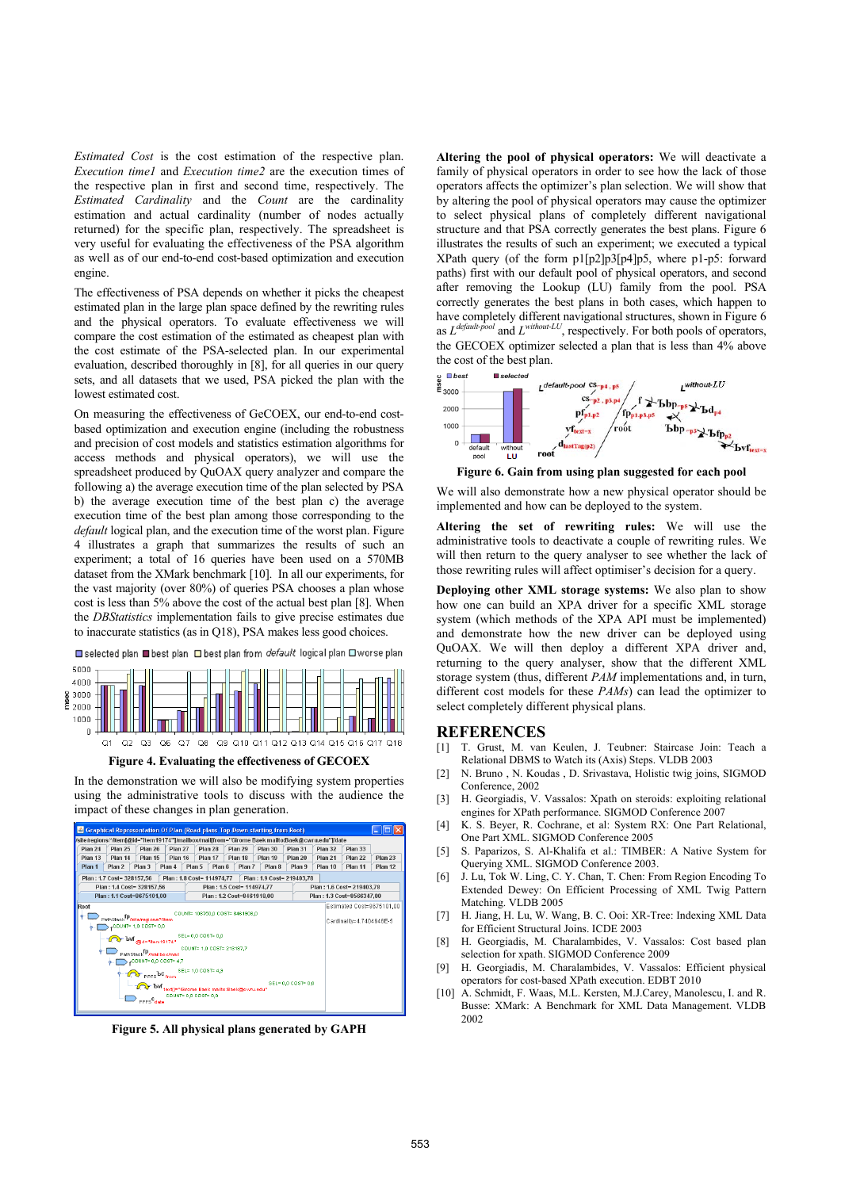*Estimated Cost* is the cost estimation of the respective plan. *Execution time1* and *Execution time2* are the execution times of the respective plan in first and second time, respectively. The *Estimated Cardinality* and the *Count* are the cardinality estimation and actual cardinality (number of nodes actually returned) for the specific plan, respectively. The spreadsheet is very useful for evaluating the effectiveness of the PSA algorithm as well as of our end-to-end cost-based optimization and execution engine.

The effectiveness of PSA depends on whether it picks the cheapest estimated plan in the large plan space defined by the rewriting rules and the physical operators. To evaluate effectiveness we will compare the cost estimation of the estimated as cheapest plan with the cost estimate of the PSA-selected plan. In our experimental evaluation, described thoroughly in [8], for all queries in our query sets, and all datasets that we used, PSA picked the plan with the lowest estimated cost.

On measuring the effectiveness of GeCOEX, our end-to-end cost-based optimization and execution engine (including the robustness and precision of cost models and statistics estimation algorithms for access methods and physical operators), we will use the spreadsheet produced by QuOAX query analyzer and compare the following a) the average execution time of the plan selected by PSA b) the average execution time of the best plan c) the average execution time of the best plan among those corresponding to the *default* logical plan, and the execution time of the worst plan. Figure 4 illustrates a graph that summarizes the results of such an experiment; a total of 16 queries have been used on a 570MB dataset from the XMark benchmark [10]. In all our experiments, for the vast majority (over 80%) of queries PSA chooses a plan whose cost is less than 5% above the cost of the actual best plan [8]. When the *DBStatistics* implementation fails to give precise estimates due to inaccurate statistics (as in Q18), PSA makes less good choices.

selected plan  best plan  best plan from *default* logical plan  worse plan

msec

5000
4000
3000
2000
1000
0

Q1 Q2 Q3 Q6 Q7 Q8 Q9 Q10 Q11 Q12 Q13 Q14 Q15 Q16 Q17 Q18

**Figure 4. Evaluating the effectiveness of GECOEX**

In the demonstration we will also be modifying system properties using the administrative tools to discuss with the audience the impact of these changes in plan generation.

**Figure 5. All physical plans generated by GAPH**

**Altering the pool of physical operators:** We will deactivate a family of physical operators in order to see how the lack of those operators affects the optimizer's plan selection. We will show that by altering the pool of physical operators may cause the optimizer to select physical plans of completely different navigational structure and that PSA correctly generates the best plans. Figure 6 illustrates the results of such an experiment; we executed a typical XPath query (of the form p1[p2]p3[p4]p5, where p1-p5: forward paths) first with our default pool of physical operators, and second after removing the Lookup (LU) family from the pool. PSA correctly generates the best plans in both cases, which happen to have completely different navigational structures, shown in Figure 6 as $L^{default\text{-}pool}$ and $L^{without\text{-}LU}$, respectively. For both pools of operators, the GECOEX optimizer selected a plan that is less than 4% above the cost of the best plan.

msec
best  selected
3000
2000
1000
0
default pool
without LU

**Figure 6. Gain from using plan suggested for each pool**

We will also demonstrate how a new physical operator should be implemented and how can be deployed to the system.

**Altering the set of rewriting rules:** We will use the administrative tools to deactivate a couple of rewriting rules. We will then return to the query analyser to see whether the lack of those rewriting rules will affect optimiser's decision for a query.

**Deploying other XML storage systems:** We also plan to show how one can build an XPA driver for a specific XML storage system (which methods of the XPA API must be implemented) and demonstrate how the new driver can be deployed using QuOAX. We will then deploy a different XPA driver and, returning to the query analyser, show that the different XML storage system (thus, different *PAM* implementations and, in turn, different cost models for these *PAMs*) can lead the optimizer to select completely different physical plans.

## REFERENCES

[1] T. Grust, M. van Keulen, J. Teubner: Staircase Join: Teach a Relational DBMS to Watch its (Axis) Steps. VLDB 2003

[2] N. Bruno , N. Koudas , D. Srivastava, Holistic twig joins, SIGMOD Conference, 2002

[3] H. Georgiadis, V. Vassalos: Xpath on steroids: exploiting relational engines for XPath performance. SIGMOD Conference 2007

[4] K. S. Beyer, R. Cochrane, et al: System RX: One Part Relational, One Part XML. SIGMOD Conference 2005

[5] S. Paparizos, S. Al-Khalifa et al.: TIMBER: A Native System for Querying XML. SIGMOD Conference 2003.

[6] J. Lu, Tok W. Ling, C. Y. Chan, T. Chen: From Region Encoding To Extended Dewey: On Efficient Processing of XML Twig Pattern Matching. VLDB 2005

[7] H. Jiang, H. Lu, W. Wang, B. C. Ooi: XR-Tree: Indexing XML Data for Efficient Structural Joins. ICDE 2003

[8] H. Georgiadis, M. Charalambides, V. Vassalos: Cost based plan selection for xpath. SIGMOD Conference 2009

[9] H. Georgiadis, M. Charalambides, V. Vassalos: Efficient physical operators for cost-based XPath execution. EDBT 2010

[10] A. Schmidt, F. Waas, M.L. Kersten, M.J.Carey, Manolescu, I. and R. Busse: XMark: A Benchmark for XML Data Management. VLDB 2002